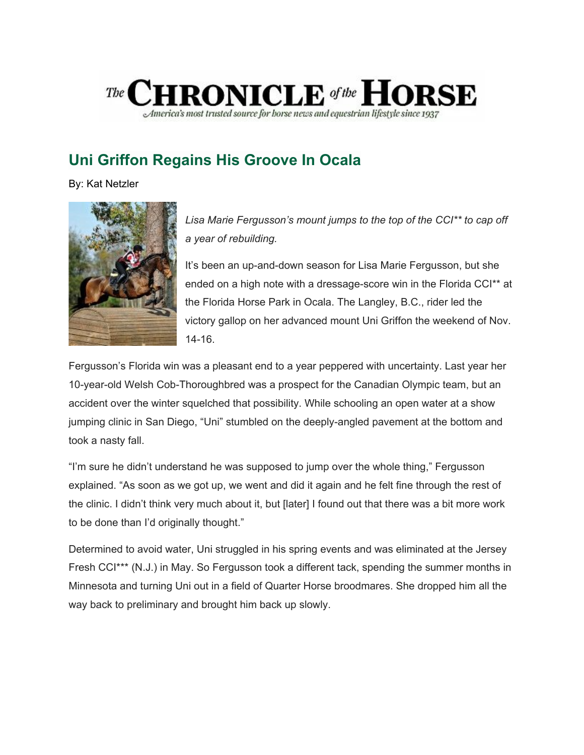# Uni Griffon Regains His Groove In Ocala

By: Kat Netzler

*Lisa Marie Fergusson's mount jumps to the top of the CCI** to cap off a year of rebuilding.*

It's been an up-and-down season for Lisa Marie Fergusson, but she ended on a high note with a dressage-score win in the Florida CCI** at the Florida Horse Park in Ocala. The Langley, B.C., rider led the victory gallop on her advanced mount Uni Griffon the weekend of Nov. 14-16.

Fergusson's Florida win was a pleasant end to a year peppered with uncertainty. Last year her 10-year-old Welsh Cob-Thoroughbred was a prospect for the Canadian Olympic team, but an accident over the winter squelched that possibility. While schooling an open water at a show jumping clinic in San Diego, "Uni" stumbled on the deeply-angled pavement at the bottom and took a nasty fall.

"I'm sure he didn't understand he was supposed to jump over the whole thing," Fergusson explained. "As soon as we got up, we went and did it again and he felt fine through the rest of the clinic. I didn't think very much about it, but [later] I found out that there was a bit more work to be done than I'd originally thought."

Determined to avoid water, Uni struggled in his spring events and was eliminated at the Jersey Fresh CCI*** (N.J.) in May. So Fergusson took a different tack, spending the summer months in Minnesota and turning Uni out in a field of Quarter Horse broodmares. She dropped him all the way back to preliminary and brought him back up slowly.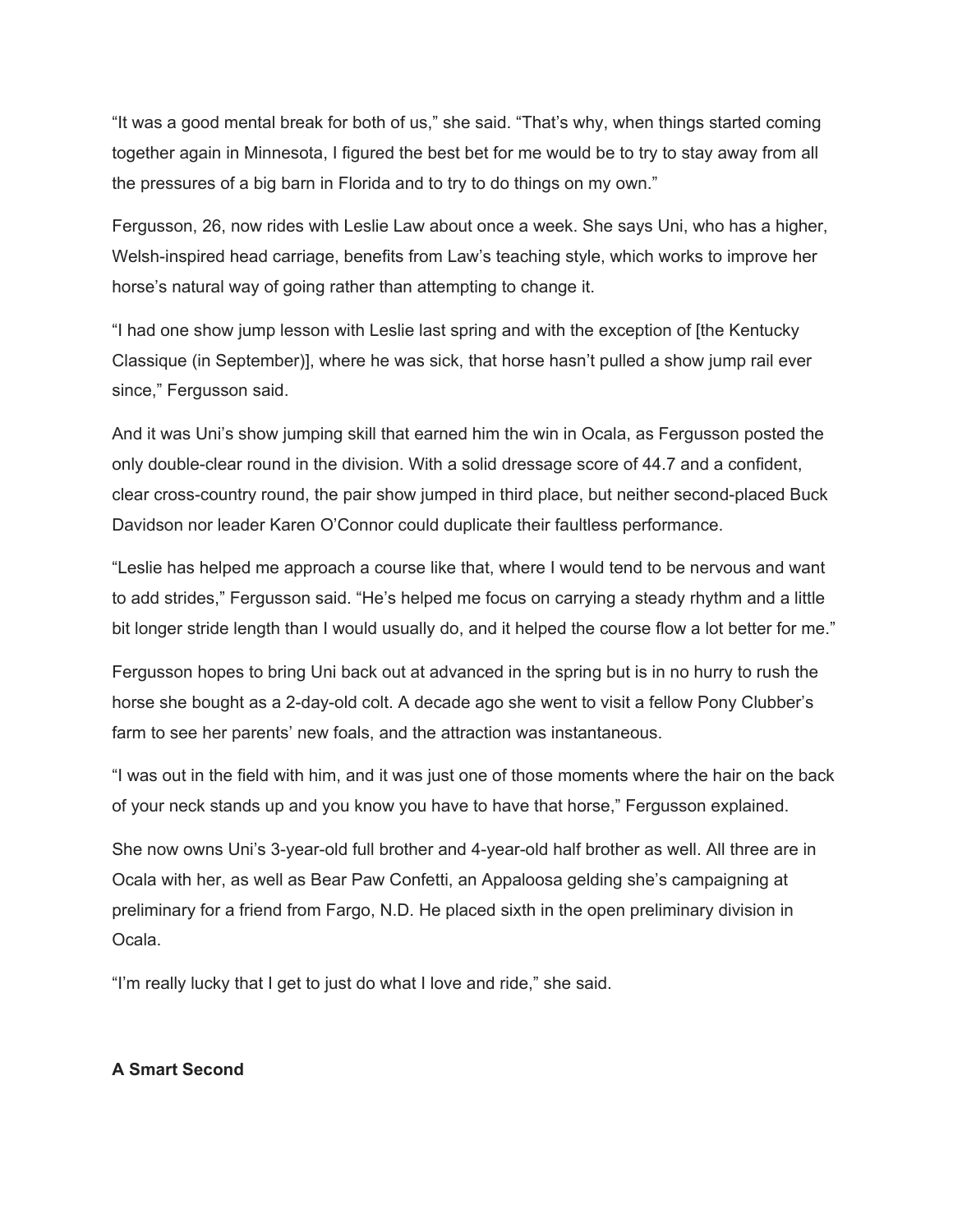"It was a good mental break for both of us," she said. "That's why, when things started coming together again in Minnesota, I figured the best bet for me would be to try to stay away from all the pressures of a big barn in Florida and to try to do things on my own."

Fergusson, 26, now rides with Leslie Law about once a week. She says Uni, who has a higher, Welsh-inspired head carriage, benefits from Law's teaching style, which works to improve her horse's natural way of going rather than attempting to change it.

"I had one show jump lesson with Leslie last spring and with the exception of [the Kentucky Classique (in September)], where he was sick, that horse hasn't pulled a show jump rail ever since," Fergusson said.

And it was Uni's show jumping skill that earned him the win in Ocala, as Fergusson posted the only double-clear round in the division. With a solid dressage score of 44.7 and a confident, clear cross-country round, the pair show jumped in third place, but neither second-placed Buck Davidson nor leader Karen O'Connor could duplicate their faultless performance.

"Leslie has helped me approach a course like that, where I would tend to be nervous and want to add strides," Fergusson said. "He's helped me focus on carrying a steady rhythm and a little bit longer stride length than I would usually do, and it helped the course flow a lot better for me."

Fergusson hopes to bring Uni back out at advanced in the spring but is in no hurry to rush the horse she bought as a 2-day-old colt. A decade ago she went to visit a fellow Pony Clubber's farm to see her parents' new foals, and the attraction was instantaneous.

"I was out in the field with him, and it was just one of those moments where the hair on the back of your neck stands up and you know you have to have that horse," Fergusson explained.

She now owns Uni's 3-year-old full brother and 4-year-old half brother as well. All three are in Ocala with her, as well as Bear Paw Confetti, an Appaloosa gelding she's campaigning at preliminary for a friend from Fargo, N.D. He placed sixth in the open preliminary division in Ocala.

"I'm really lucky that I get to just do what I love and ride," she said.

**A Smart Second**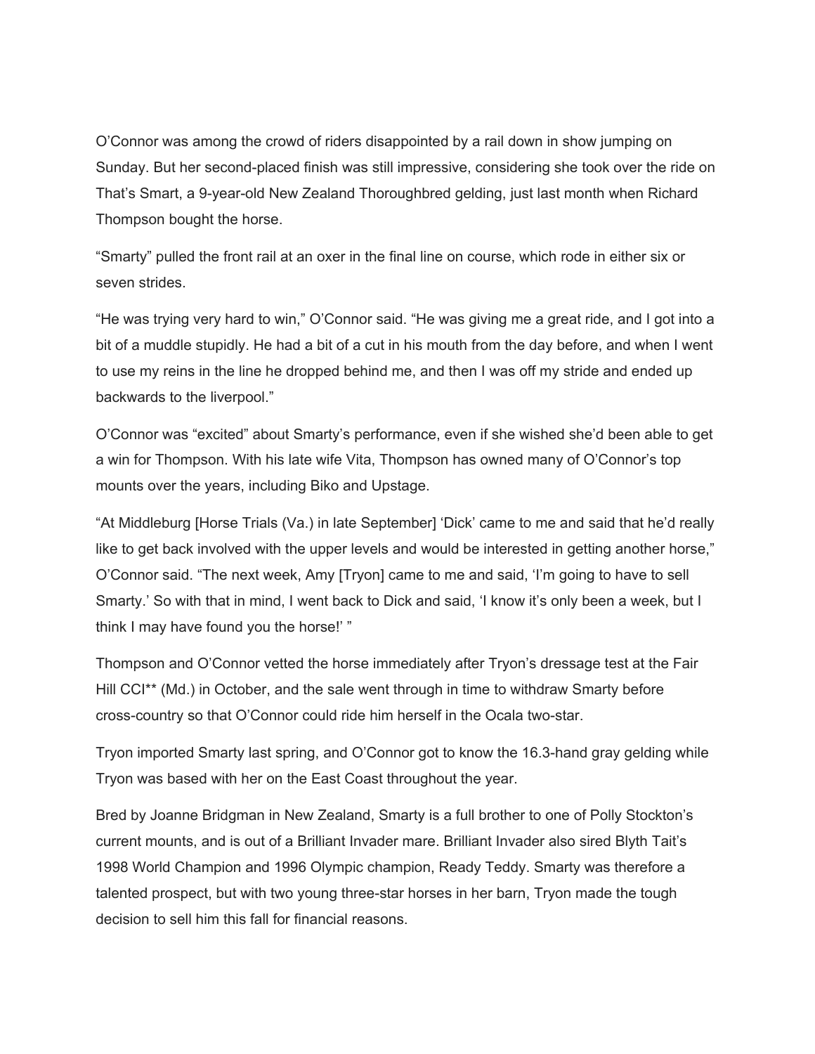O'Connor was among the crowd of riders disappointed by a rail down in show jumping on Sunday. But her second-placed finish was still impressive, considering she took over the ride on That's Smart, a 9-year-old New Zealand Thoroughbred gelding, just last month when Richard Thompson bought the horse.

"Smarty" pulled the front rail at an oxer in the final line on course, which rode in either six or seven strides.

"He was trying very hard to win," O'Connor said. "He was giving me a great ride, and I got into a bit of a muddle stupidly. He had a bit of a cut in his mouth from the day before, and when I went to use my reins in the line he dropped behind me, and then I was off my stride and ended up backwards to the liverpool."

O'Connor was "excited" about Smarty's performance, even if she wished she'd been able to get a win for Thompson. With his late wife Vita, Thompson has owned many of O'Connor's top mounts over the years, including Biko and Upstage.

"At Middleburg [Horse Trials (Va.) in late September] 'Dick' came to me and said that he'd really like to get back involved with the upper levels and would be interested in getting another horse," O'Connor said. "The next week, Amy [Tryon] came to me and said, 'I'm going to have to sell Smarty.' So with that in mind, I went back to Dick and said, 'I know it's only been a week, but I think I may have found you the horse!' "

Thompson and O'Connor vetted the horse immediately after Tryon's dressage test at the Fair Hill CCI** (Md.) in October, and the sale went through in time to withdraw Smarty before cross-country so that O'Connor could ride him herself in the Ocala two-star.

Tryon imported Smarty last spring, and O'Connor got to know the 16.3-hand gray gelding while Tryon was based with her on the East Coast throughout the year.

Bred by Joanne Bridgman in New Zealand, Smarty is a full brother to one of Polly Stockton's current mounts, and is out of a Brilliant Invader mare. Brilliant Invader also sired Blyth Tait's 1998 World Champion and 1996 Olympic champion, Ready Teddy. Smarty was therefore a talented prospect, but with two young three-star horses in her barn, Tryon made the tough decision to sell him this fall for financial reasons.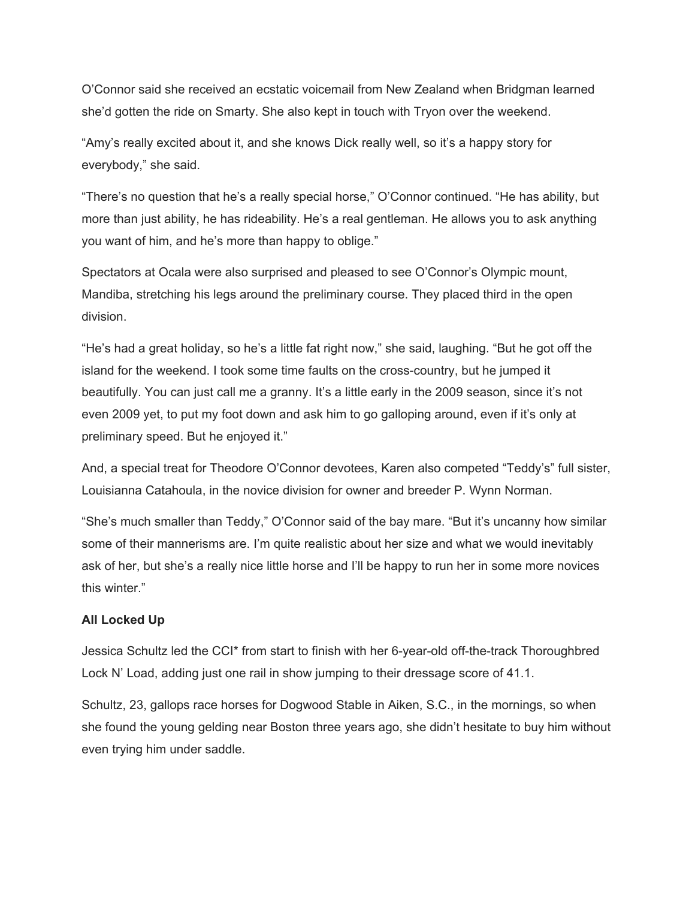O'Connor said she received an ecstatic voicemail from New Zealand when Bridgman learned she'd gotten the ride on Smarty. She also kept in touch with Tryon over the weekend.

"Amy's really excited about it, and she knows Dick really well, so it's a happy story for everybody," she said.

"There's no question that he's a really special horse," O'Connor continued. "He has ability, but more than just ability, he has rideability. He's a real gentleman. He allows you to ask anything you want of him, and he's more than happy to oblige."

Spectators at Ocala were also surprised and pleased to see O'Connor's Olympic mount, Mandiba, stretching his legs around the preliminary course. They placed third in the open division.

"He's had a great holiday, so he's a little fat right now," she said, laughing. "But he got off the island for the weekend. I took some time faults on the cross-country, but he jumped it beautifully. You can just call me a granny. It's a little early in the 2009 season, since it's not even 2009 yet, to put my foot down and ask him to go galloping around, even if it's only at preliminary speed. But he enjoyed it."

And, a special treat for Theodore O'Connor devotees, Karen also competed "Teddy's" full sister, Louisianna Catahoula, in the novice division for owner and breeder P. Wynn Norman.

"She's much smaller than Teddy," O'Connor said of the bay mare. "But it's uncanny how similar some of their mannerisms are. I'm quite realistic about her size and what we would inevitably ask of her, but she's a really nice little horse and I'll be happy to run her in some more novices this winter."

**All Locked Up**

Jessica Schultz led the CCI* from start to finish with her 6-year-old off-the-track Thoroughbred Lock N' Load, adding just one rail in show jumping to their dressage score of 41.1.

Schultz, 23, gallops race horses for Dogwood Stable in Aiken, S.C., in the mornings, so when she found the young gelding near Boston three years ago, she didn't hesitate to buy him without even trying him under saddle.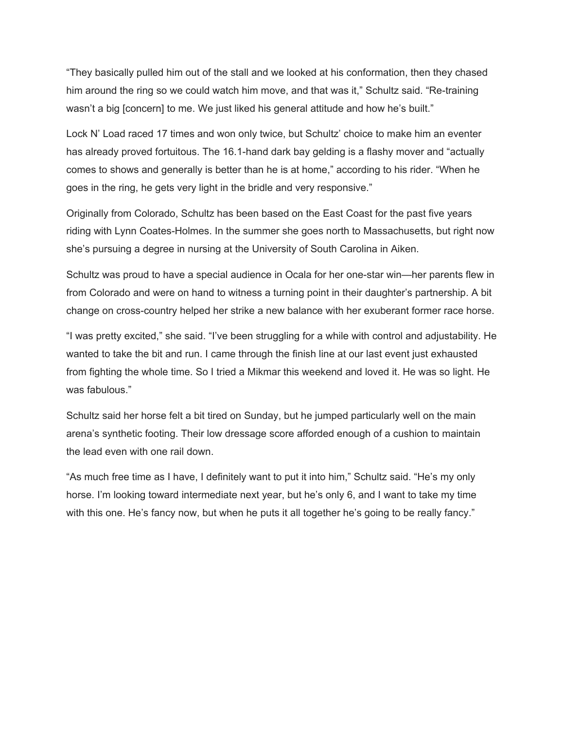"They basically pulled him out of the stall and we looked at his conformation, then they chased him around the ring so we could watch him move, and that was it," Schultz said. "Re-training wasn't a big [concern] to me. We just liked his general attitude and how he's built."

Lock N' Load raced 17 times and won only twice, but Schultz' choice to make him an eventer has already proved fortuitous. The 16.1-hand dark bay gelding is a flashy mover and "actually comes to shows and generally is better than he is at home," according to his rider. "When he goes in the ring, he gets very light in the bridle and very responsive."

Originally from Colorado, Schultz has been based on the East Coast for the past five years riding with Lynn Coates-Holmes. In the summer she goes north to Massachusetts, but right now she's pursuing a degree in nursing at the University of South Carolina in Aiken.

Schultz was proud to have a special audience in Ocala for her one-star win—her parents flew in from Colorado and were on hand to witness a turning point in their daughter's partnership. A bit change on cross-country helped her strike a new balance with her exuberant former race horse.

"I was pretty excited," she said. "I've been struggling for a while with control and adjustability. He wanted to take the bit and run. I came through the finish line at our last event just exhausted from fighting the whole time. So I tried a Mikmar this weekend and loved it. He was so light. He was fabulous."

Schultz said her horse felt a bit tired on Sunday, but he jumped particularly well on the main arena's synthetic footing. Their low dressage score afforded enough of a cushion to maintain the lead even with one rail down.

"As much free time as I have, I definitely want to put it into him," Schultz said. "He's my only horse. I'm looking toward intermediate next year, but he's only 6, and I want to take my time with this one. He's fancy now, but when he puts it all together he's going to be really fancy."